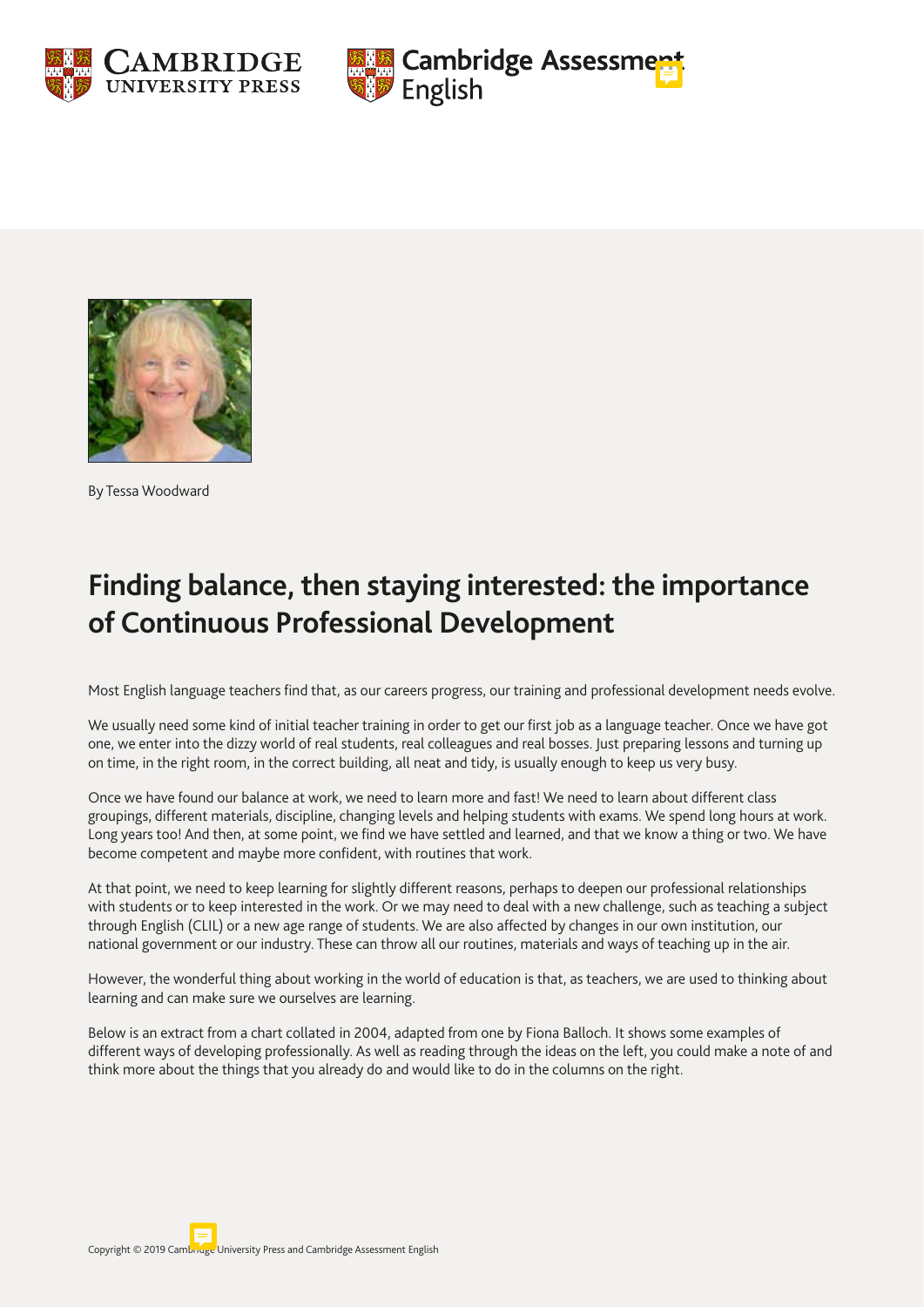By Tessa Woodward

# Finding balance, then staying interested: the importance of Continuous Professional Development

Most English language teachers find that, as our careers progress, our training and professional development needs evolve.

We usually need some kind of initial teacher training in order to get our first job as a language teacher. Once we have got one, we enter into the dizzy world of real students, real colleagues and real bosses. Just preparing lessons and turning up on time, in the right room, in the correct building, all neat and tidy, is usually enough to keep us very busy.

Once we have found our balance at work, we need to learn more and fast! We need to learn about different class groupings, different materials, discipline, changing levels and helping students with exams. We spend long hours at work. Long years too! And then, at some point, we find we have settled and learned, and that we know a thing or two. We have become competent and maybe more confident, with routines that work.

At that point, we need to keep learning for slightly different reasons, perhaps to deepen our professional relationships with students or to keep interested in the work. Or we may need to deal with a new challenge, such as teaching a subject through English (CLIL) or a new age range of students. We are also affected by changes in our own institution, our national government or our industry. These can throw all our routines, materials and ways of teaching up in the air.

However, the wonderful thing about working in the world of education is that, as teachers, we are used to thinking about learning and can make sure we ourselves are learning.

Below is an extract from a chart collated in 2004, adapted from one by Fiona Balloch. It shows some examples of different ways of developing professionally. As well as reading through the ideas on the left, you could make a note of and think more about the things that you already do and would like to do in the columns on the right.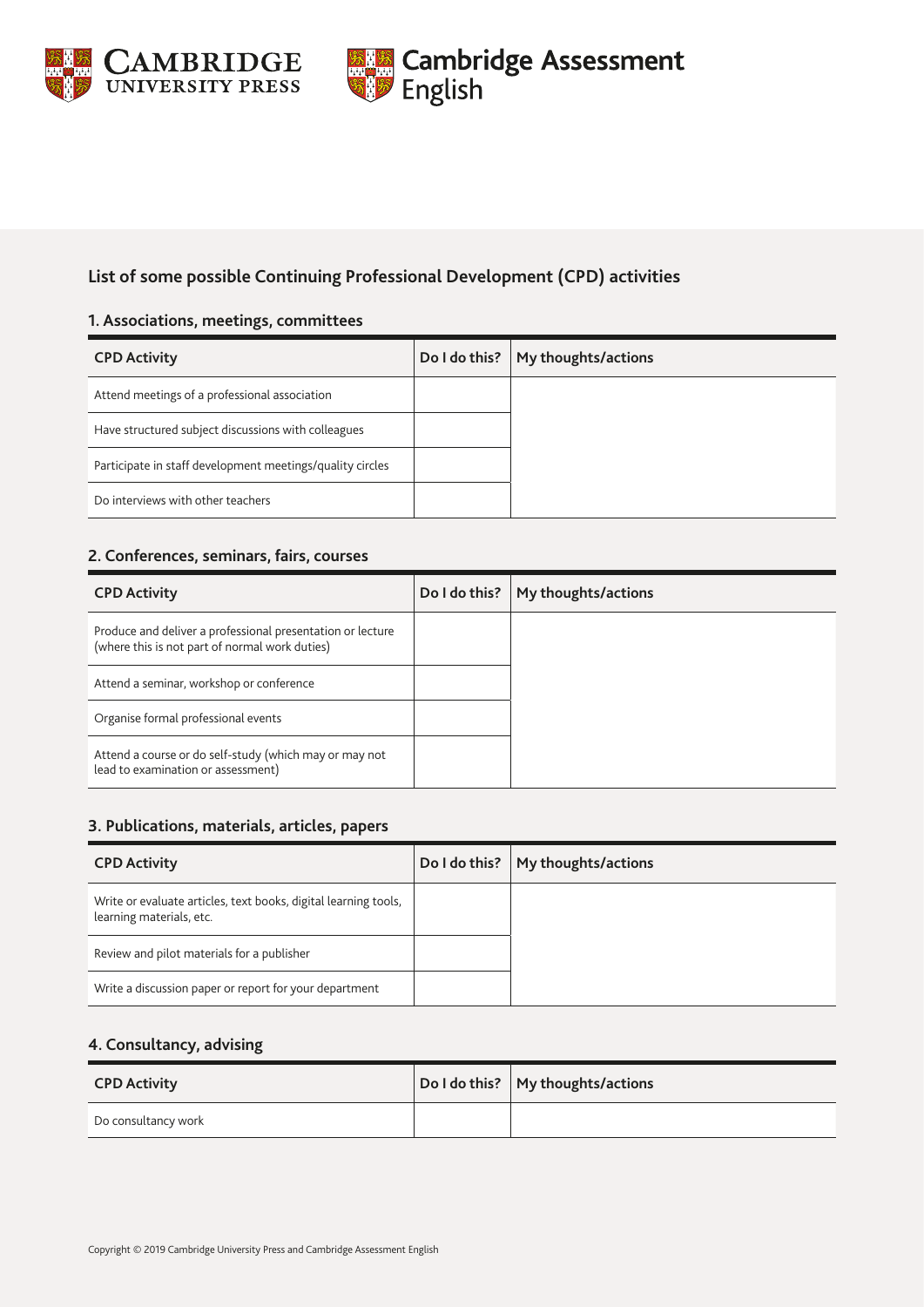## List of some possible Continuing Professional Development (CPD) activities

### 1. Associations, meetings, committees

| CPD Activity | Do I do this? | My thoughts/actions |
|---|---|---|
| Attend meetings of a professional association | | |
| Have structured subject discussions with colleagues | | |
| Participate in staff development meetings/quality circles | | |
| Do interviews with other teachers | | |

### 2. Conferences, seminars, fairs, courses

| CPD Activity | Do I do this? | My thoughts/actions |
|---|---|---|
| Produce and deliver a professional presentation or lecture (where this is not part of normal work duties) | | |
| Attend a seminar, workshop or conference | | |
| Organise formal professional events | | |
| Attend a course or do self-study (which may or may not lead to examination or assessment) | | |

### 3. Publications, materials, articles, papers

| CPD Activity | Do I do this? | My thoughts/actions |
|---|---|---|
| Write or evaluate articles, text books, digital learning tools, learning materials, etc. | | |
| Review and pilot materials for a publisher | | |
| Write a discussion paper or report for your department | | |

### 4. Consultancy, advising

| CPD Activity | Do I do this? | My thoughts/actions |
|---|---|---|
| Do consultancy work | | |

Copyright © 2019 Cambridge University Press and Cambridge Assessment English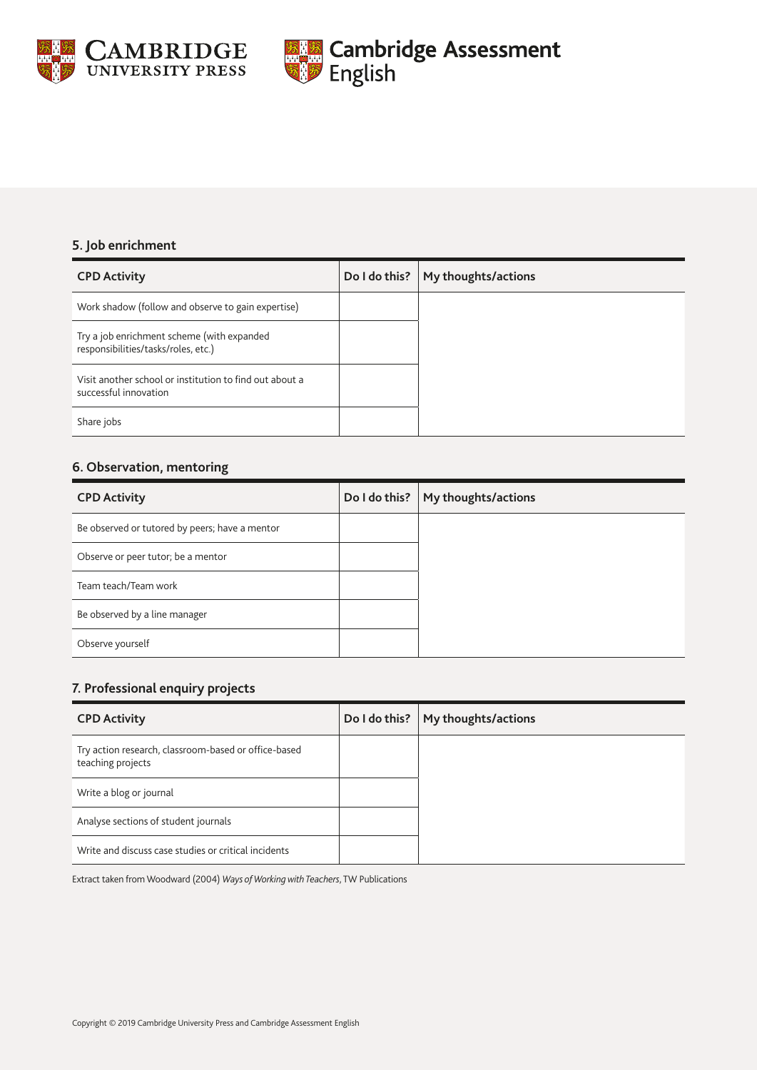### 5. Job enrichment

| CPD Activity | Do I do this? | My thoughts/actions |
| --- | --- | --- |
| Work shadow (follow and observe to gain expertise) | | |
| Try a job enrichment scheme (with expanded responsibilities/tasks/roles, etc.) | | |
| Visit another school or institution to find out about a successful innovation | | |
| Share jobs | | |

### 6. Observation, mentoring

| CPD Activity | Do I do this? | My thoughts/actions |
| --- | --- | --- |
| Be observed or tutored by peers; have a mentor | | |
| Observe or peer tutor; be a mentor | | |
| Team teach/Team work | | |
| Be observed by a line manager | | |
| Observe yourself | | |

### 7. Professional enquiry projects

| CPD Activity | Do I do this? | My thoughts/actions |
| --- | --- | --- |
| Try action research, classroom-based or office-based teaching projects | | |
| Write a blog or journal | | |
| Analyse sections of student journals | | |
| Write and discuss case studies or critical incidents | | |

Extract taken from Woodward (2004) *Ways of Working with Teachers*, TW Publications

Copyright © 2019 Cambridge University Press and Cambridge Assessment English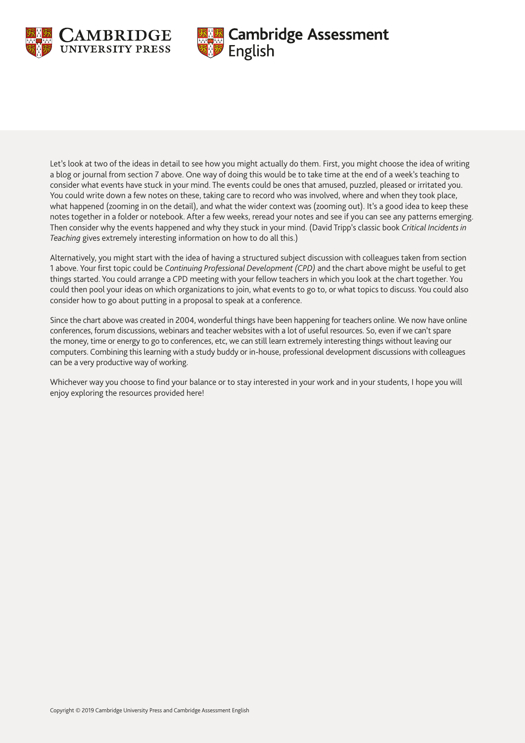Let's look at two of the ideas in detail to see how you might actually do them. First, you might choose the idea of writing a blog or journal from section 7 above. One way of doing this would be to take time at the end of a week's teaching to consider what events have stuck in your mind. The events could be ones that amused, puzzled, pleased or irritated you. You could write down a few notes on these, taking care to record who was involved, where and when they took place, what happened (zooming in on the detail), and what the wider context was (zooming out). It's a good idea to keep these notes together in a folder or notebook. After a few weeks, reread your notes and see if you can see any patterns emerging. Then consider why the events happened and why they stuck in your mind. (David Tripp's classic book *Critical Incidents in Teaching* gives extremely interesting information on how to do all this.)

Alternatively, you might start with the idea of having a structured subject discussion with colleagues taken from section 1 above. Your first topic could be *Continuing Professional Development (CPD)* and the chart above might be useful to get things started. You could arrange a CPD meeting with your fellow teachers in which you look at the chart together. You could then pool your ideas on which organizations to join, what events to go to, or what topics to discuss. You could also consider how to go about putting in a proposal to speak at a conference.

Since the chart above was created in 2004, wonderful things have been happening for teachers online. We now have online conferences, forum discussions, webinars and teacher websites with a lot of useful resources. So, even if we can't spare the money, time or energy to go to conferences, etc, we can still learn extremely interesting things without leaving our computers. Combining this learning with a study buddy or in-house, professional development discussions with colleagues can be a very productive way of working.

Whichever way you choose to find your balance or to stay interested in your work and in your students, I hope you will enjoy exploring the resources provided here!